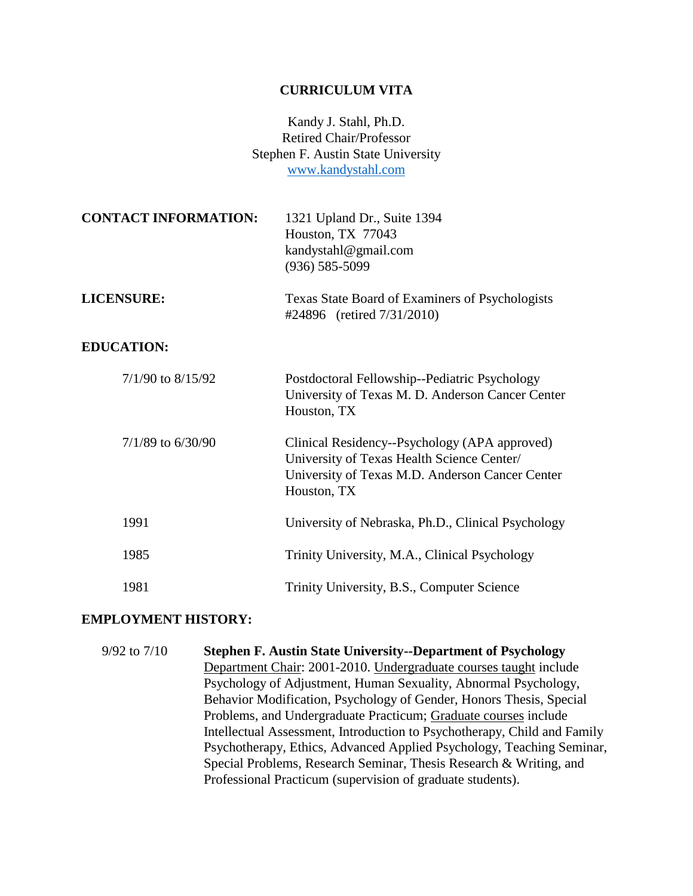# CURRICULUM VITA

Kandy J. Stahl, Ph.D.
Retired Chair/Professor
Stephen F. Austin State University
[www.kandystahl.com](http://www.kandystahl.com)

**CONTACT INFORMATION:**

1321 Upland Dr., Suite 1394
Houston, TX 77043
kandystahl@gmail.com
(936) 585-5099

**LICENSURE:**

Texas State Board of Examiners of Psychologists
#24896 (retired 7/31/2010)

**EDUCATION:**

7/1/90 to 8/15/92 — Postdoctoral Fellowship--Pediatric Psychology
University of Texas M. D. Anderson Cancer Center
Houston, TX

7/1/89 to 6/30/90 — Clinical Residency--Psychology (APA approved)
University of Texas Health Science Center/
University of Texas M.D. Anderson Cancer Center
Houston, TX

1991 — University of Nebraska, Ph.D., Clinical Psychology

1985 — Trinity University, M.A., Clinical Psychology

1981 — Trinity University, B.S., Computer Science

**EMPLOYMENT HISTORY:**

9/92 to 7/10 — **Stephen F. Austin State University--Department of Psychology**
Department Chair: 2001-2010. Undergraduate courses taught include Psychology of Adjustment, Human Sexuality, Abnormal Psychology, Behavior Modification, Psychology of Gender, Honors Thesis, Special Problems, and Undergraduate Practicum; Graduate courses include Intellectual Assessment, Introduction to Psychotherapy, Child and Family Psychotherapy, Ethics, Advanced Applied Psychology, Teaching Seminar, Special Problems, Research Seminar, Thesis Research & Writing, and Professional Practicum (supervision of graduate students).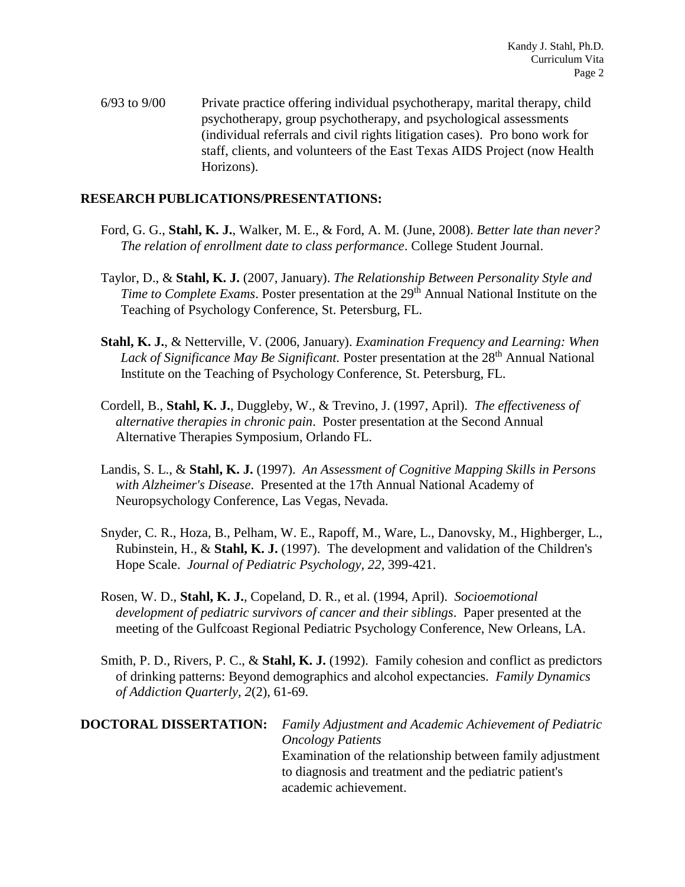6/93 to 9/00 Private practice offering individual psychotherapy, marital therapy, child psychotherapy, group psychotherapy, and psychological assessments (individual referrals and civil rights litigation cases). Pro bono work for staff, clients, and volunteers of the East Texas AIDS Project (now Health Horizons).

## RESEARCH PUBLICATIONS/PRESENTATIONS:

Ford, G. G., **Stahl, K. J.**, Walker, M. E., & Ford, A. M. (June, 2008). *Better late than never? The relation of enrollment date to class performance*. College Student Journal.

Taylor, D., & **Stahl, K. J.** (2007, January). *The Relationship Between Personality Style and Time to Complete Exams*. Poster presentation at the 29th Annual National Institute on the Teaching of Psychology Conference, St. Petersburg, FL.

**Stahl, K. J.**, & Netterville, V. (2006, January). *Examination Frequency and Learning: When Lack of Significance May Be Significant.* Poster presentation at the 28th Annual National Institute on the Teaching of Psychology Conference, St. Petersburg, FL.

Cordell, B., **Stahl, K. J.**, Duggleby, W., & Trevino, J. (1997, April). *The effectiveness of alternative therapies in chronic pain*. Poster presentation at the Second Annual Alternative Therapies Symposium, Orlando FL.

Landis, S. L., & **Stahl, K. J.** (1997). *An Assessment of Cognitive Mapping Skills in Persons with Alzheimer's Disease*. Presented at the 17th Annual National Academy of Neuropsychology Conference, Las Vegas, Nevada.

Snyder, C. R., Hoza, B., Pelham, W. E., Rapoff, M., Ware, L., Danovsky, M., Highberger, L., Rubinstein, H., & **Stahl, K. J.** (1997). The development and validation of the Children's Hope Scale. *Journal of Pediatric Psychology, 22*, 399-421.

Rosen, W. D., **Stahl, K. J.**, Copeland, D. R., et al. (1994, April). *Socioemotional development of pediatric survivors of cancer and their siblings*. Paper presented at the meeting of the Gulfcoast Regional Pediatric Psychology Conference, New Orleans, LA.

Smith, P. D., Rivers, P. C., & **Stahl, K. J.** (1992). Family cohesion and conflict as predictors of drinking patterns: Beyond demographics and alcohol expectancies. *Family Dynamics of Addiction Quarterly, 2*(2), 61-69.

**DOCTORAL DISSERTATION:** *Family Adjustment and Academic Achievement of Pediatric Oncology Patients*
Examination of the relationship between family adjustment to diagnosis and treatment and the pediatric patient's academic achievement.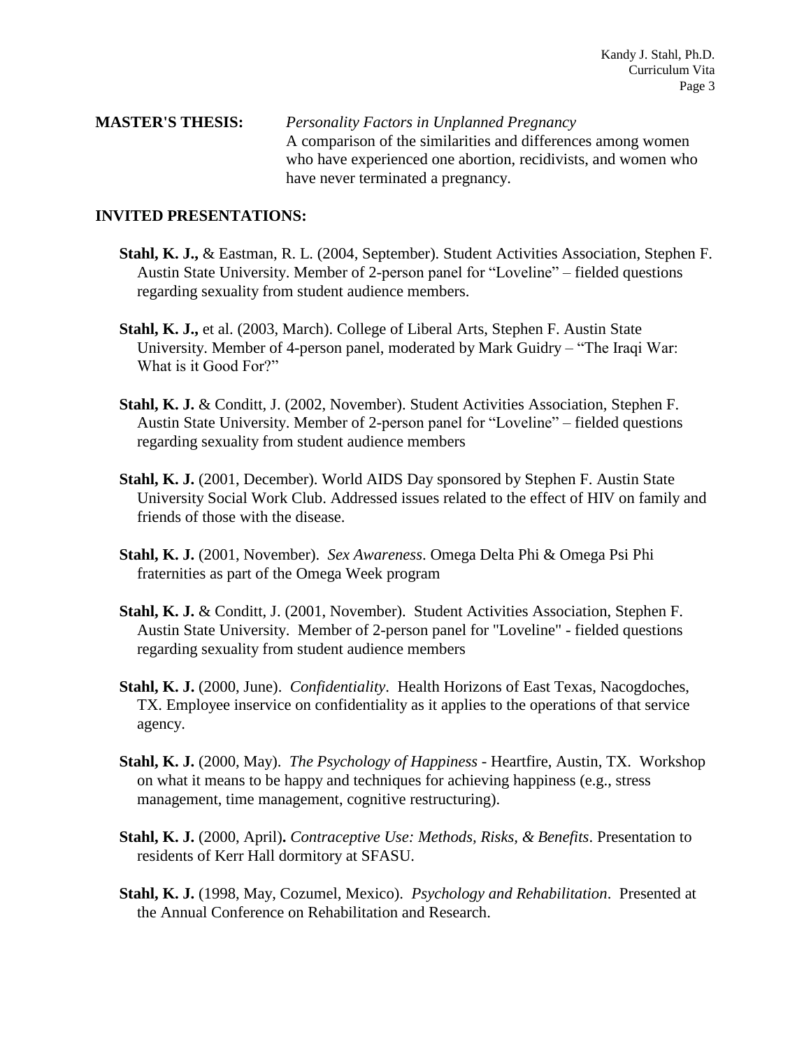**MASTER'S THESIS:** *Personality Factors in Unplanned Pregnancy*
A comparison of the similarities and differences among women who have experienced one abortion, recidivists, and women who have never terminated a pregnancy.

**INVITED PRESENTATIONS:**

**Stahl, K. J.,** & Eastman, R. L. (2004, September). Student Activities Association, Stephen F. Austin State University. Member of 2-person panel for "Loveline" – fielded questions regarding sexuality from student audience members.

**Stahl, K. J.,** et al. (2003, March). College of Liberal Arts, Stephen F. Austin State University. Member of 4-person panel, moderated by Mark Guidry – "The Iraqi War: What is it Good For?"

**Stahl, K. J.** & Conditt, J. (2002, November). Student Activities Association, Stephen F. Austin State University. Member of 2-person panel for "Loveline" – fielded questions regarding sexuality from student audience members

**Stahl, K. J.** (2001, December). World AIDS Day sponsored by Stephen F. Austin State University Social Work Club. Addressed issues related to the effect of HIV on family and friends of those with the disease.

**Stahl, K. J.** (2001, November). *Sex Awareness*. Omega Delta Phi & Omega Psi Phi fraternities as part of the Omega Week program

**Stahl, K. J.** & Conditt, J. (2001, November). Student Activities Association, Stephen F. Austin State University. Member of 2-person panel for "Loveline" - fielded questions regarding sexuality from student audience members

**Stahl, K. J.** (2000, June). *Confidentiality*. Health Horizons of East Texas, Nacogdoches, TX. Employee inservice on confidentiality as it applies to the operations of that service agency.

**Stahl, K. J.** (2000, May). *The Psychology of Happiness* - Heartfire, Austin, TX. Workshop on what it means to be happy and techniques for achieving happiness (e.g., stress management, time management, cognitive restructuring).

**Stahl, K. J.** (2000, April)**.** *Contraceptive Use: Methods, Risks, & Benefits*. Presentation to residents of Kerr Hall dormitory at SFASU.

**Stahl, K. J.** (1998, May, Cozumel, Mexico). *Psychology and Rehabilitation*. Presented at the Annual Conference on Rehabilitation and Research.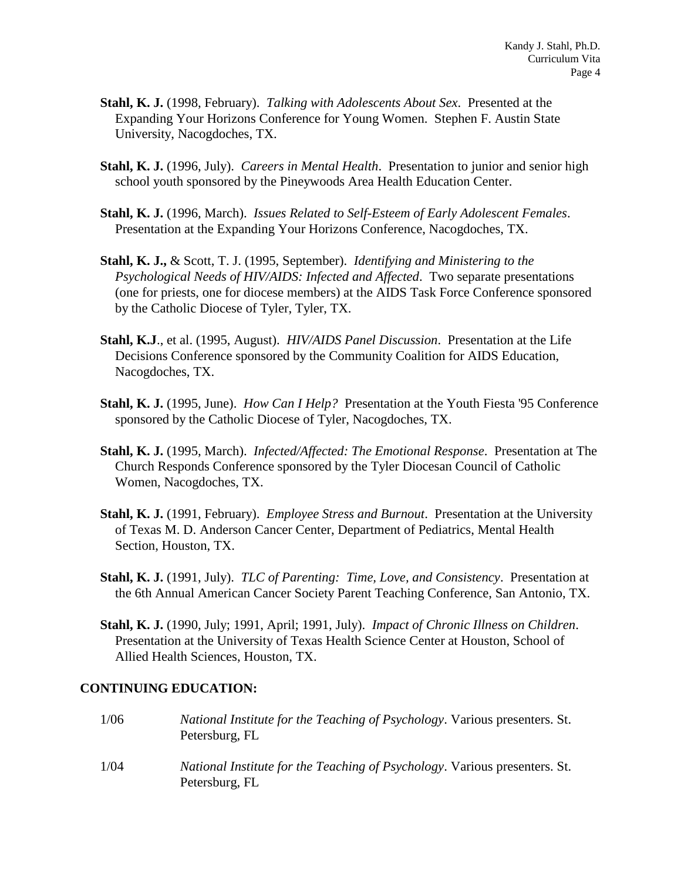**Stahl, K. J.** (1998, February). *Talking with Adolescents About Sex*. Presented at the Expanding Your Horizons Conference for Young Women. Stephen F. Austin State University, Nacogdoches, TX.

**Stahl, K. J.** (1996, July). *Careers in Mental Health*. Presentation to junior and senior high school youth sponsored by the Pineywoods Area Health Education Center.

**Stahl, K. J.** (1996, March). *Issues Related to Self-Esteem of Early Adolescent Females*. Presentation at the Expanding Your Horizons Conference, Nacogdoches, TX.

**Stahl, K. J.,** & Scott, T. J. (1995, September). *Identifying and Ministering to the Psychological Needs of HIV/AIDS: Infected and Affected*. Two separate presentations (one for priests, one for diocese members) at the AIDS Task Force Conference sponsored by the Catholic Diocese of Tyler, Tyler, TX.

**Stahl, K.J**., et al. (1995, August). *HIV/AIDS Panel Discussion*. Presentation at the Life Decisions Conference sponsored by the Community Coalition for AIDS Education, Nacogdoches, TX.

**Stahl, K. J.** (1995, June). *How Can I Help?* Presentation at the Youth Fiesta '95 Conference sponsored by the Catholic Diocese of Tyler, Nacogdoches, TX.

**Stahl, K. J.** (1995, March). *Infected/Affected: The Emotional Response*. Presentation at The Church Responds Conference sponsored by the Tyler Diocesan Council of Catholic Women, Nacogdoches, TX.

**Stahl, K. J.** (1991, February). *Employee Stress and Burnout*. Presentation at the University of Texas M. D. Anderson Cancer Center, Department of Pediatrics, Mental Health Section, Houston, TX.

**Stahl, K. J.** (1991, July). *TLC of Parenting: Time, Love, and Consistency*. Presentation at the 6th Annual American Cancer Society Parent Teaching Conference, San Antonio, TX.

**Stahl, K. J.** (1990, July; 1991, April; 1991, July). *Impact of Chronic Illness on Children*. Presentation at the University of Texas Health Science Center at Houston, School of Allied Health Sciences, Houston, TX.

## CONTINUING EDUCATION:

1/06 *National Institute for the Teaching of Psychology*. Various presenters. St. Petersburg, FL

1/04 *National Institute for the Teaching of Psychology*. Various presenters. St. Petersburg, FL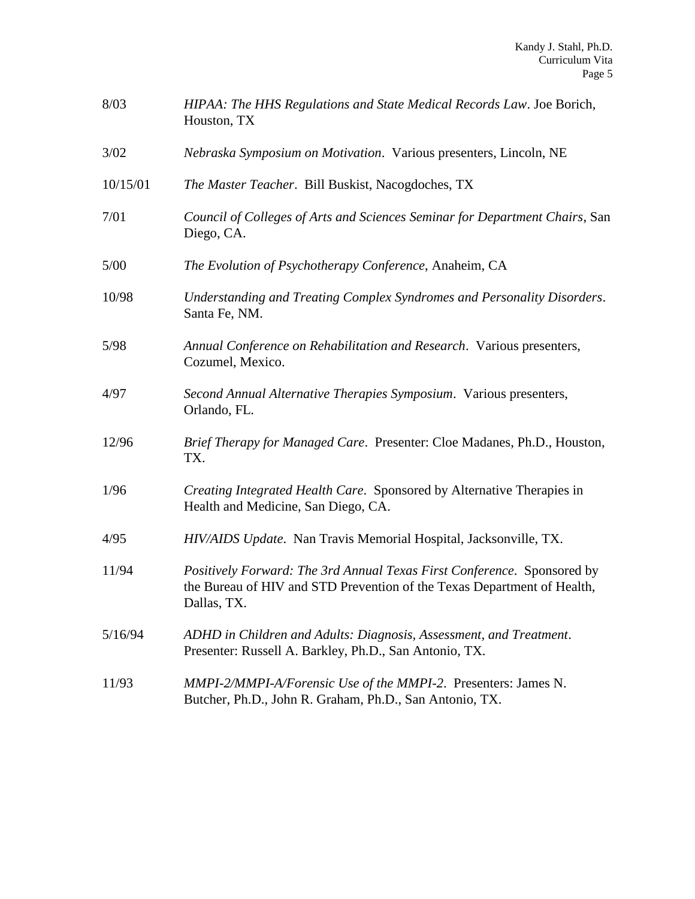8/03 *HIPAA: The HHS Regulations and State Medical Records Law*. Joe Borich, Houston, TX

3/02 *Nebraska Symposium on Motivation*. Various presenters, Lincoln, NE

10/15/01 *The Master Teacher*. Bill Buskist, Nacogdoches, TX

7/01 *Council of Colleges of Arts and Sciences Seminar for Department Chairs*, San Diego, CA.

5/00 *The Evolution of Psychotherapy Conference*, Anaheim, CA

10/98 *Understanding and Treating Complex Syndromes and Personality Disorders*. Santa Fe, NM.

5/98 *Annual Conference on Rehabilitation and Research*. Various presenters, Cozumel, Mexico.

4/97 *Second Annual Alternative Therapies Symposium*. Various presenters, Orlando, FL.

12/96 *Brief Therapy for Managed Care*. Presenter: Cloe Madanes, Ph.D., Houston, TX.

1/96 *Creating Integrated Health Care*. Sponsored by Alternative Therapies in Health and Medicine, San Diego, CA.

4/95 *HIV/AIDS Update*. Nan Travis Memorial Hospital, Jacksonville, TX.

11/94 *Positively Forward: The 3rd Annual Texas First Conference*. Sponsored by the Bureau of HIV and STD Prevention of the Texas Department of Health, Dallas, TX.

5/16/94 *ADHD in Children and Adults: Diagnosis, Assessment, and Treatment*. Presenter: Russell A. Barkley, Ph.D., San Antonio, TX.

11/93 *MMPI-2/MMPI-A/Forensic Use of the MMPI-2*. Presenters: James N. Butcher, Ph.D., John R. Graham, Ph.D., San Antonio, TX.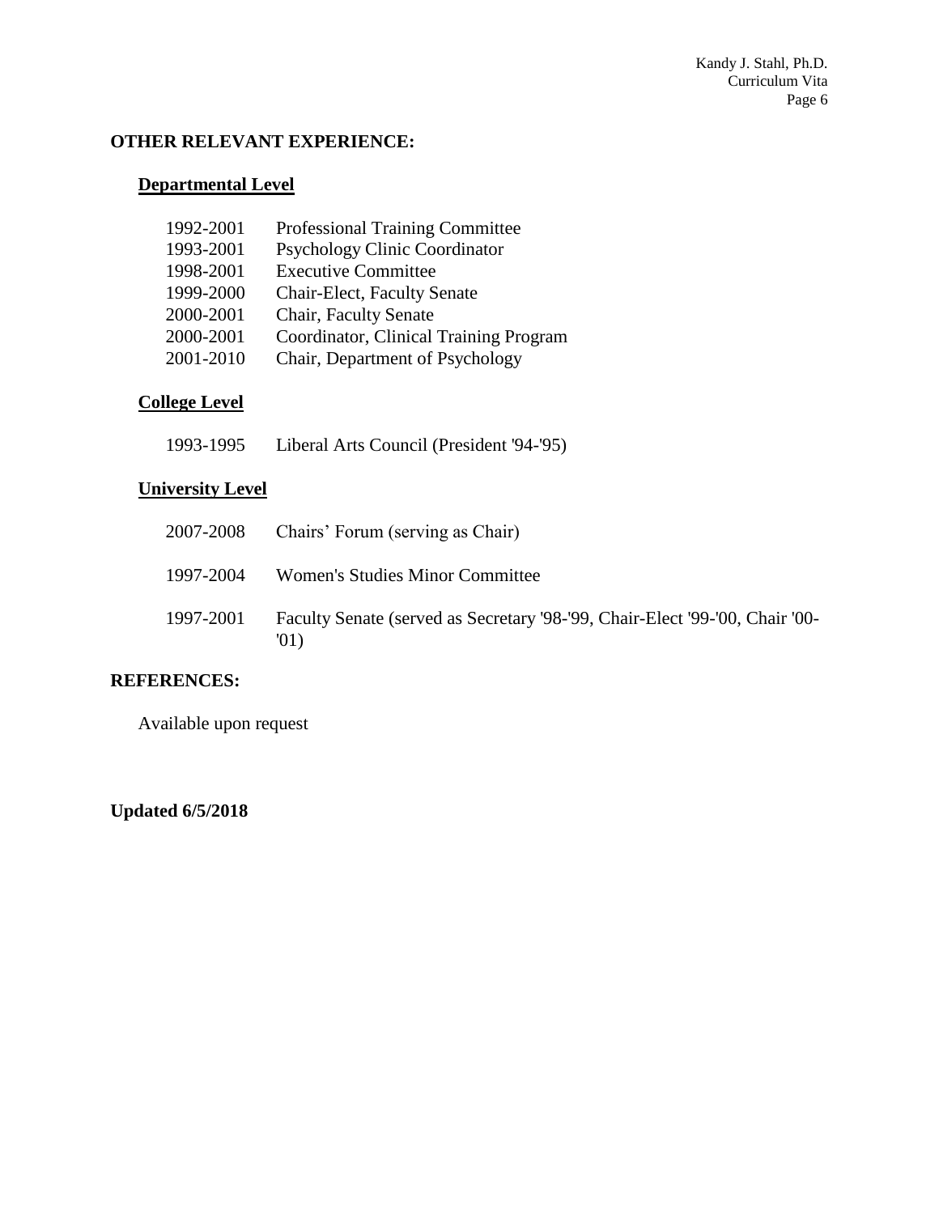## OTHER RELEVANT EXPERIENCE:

### Departmental Level

| | |
|---|---|
| 1992-2001 | Professional Training Committee |
| 1993-2001 | Psychology Clinic Coordinator |
| 1998-2001 | Executive Committee |
| 1999-2000 | Chair-Elect, Faculty Senate |
| 2000-2001 | Chair, Faculty Senate |
| 2000-2001 | Coordinator, Clinical Training Program |
| 2001-2010 | Chair, Department of Psychology |

### College Level

| | |
|---|---|
| 1993-1995 | Liberal Arts Council (President '94-'95) |

### University Level

| | |
|---|---|
| 2007-2008 | Chairs' Forum (serving as Chair) |
| 1997-2004 | Women's Studies Minor Committee |
| 1997-2001 | Faculty Senate (served as Secretary '98-'99, Chair-Elect '99-'00, Chair '00-'01) |

## REFERENCES:

Available upon request

**Updated 6/5/2018**